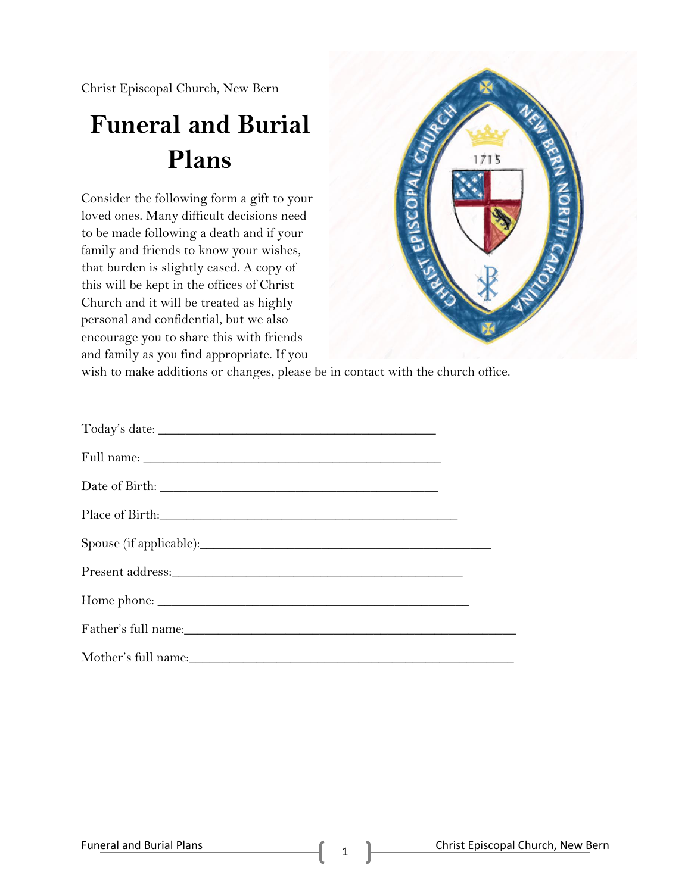Christ Episcopal Church, New Bern

# Funeral and Burial Plans

Consider the following form a gift to your loved ones. Many difficult decisions need to be made following a death and if your family and friends to know your wishes, that burden is slightly eased. A copy of this will be kept in the offices of Christ Church and it will be treated as highly personal and confidential, but we also encourage you to share this with friends and family as you find appropriate. If you wish to make additions or changes, please be in contact with the church office.

Today's date: ___________________________________________

Full name: ______________________________________________

Date of Birth: ___________________________________________

Place of Birth:_______________________________________________

Spouse (if applicable):_____________________________________________

Present address:_____________________________________________

Home phone: ________________________________________________

Father's full name:___________________________________________________

Mother's full name:_________________________________________________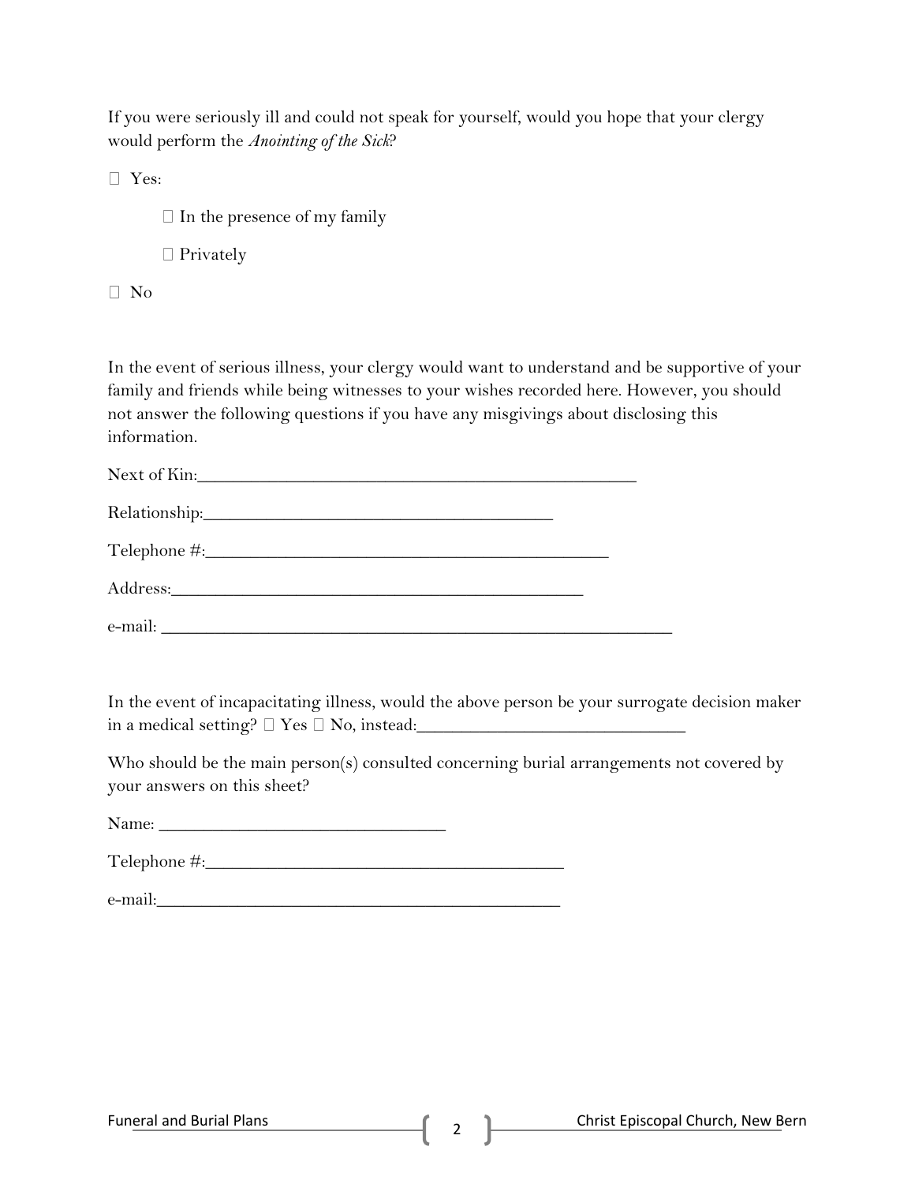If you were seriously ill and could not speak for yourself, would you hope that your clergy would perform the *Anointing of the Sick*?

☐ Yes:

  ☐ In the presence of my family

  ☐ Privately

☐ No

In the event of serious illness, your clergy would want to understand and be supportive of your family and friends while being witnesses to your wishes recorded here. However, you should not answer the following questions if you have any misgivings about disclosing this information.

Next of Kin:_________________________________________________

Relationship:_________________________________________

Telephone #:_____________________________________________

Address:_______________________________________________

e-mail: ___________________________________________________________

In the event of incapacitating illness, would the above person be your surrogate decision maker in a medical setting? ☐ Yes ☐ No, instead:_______________________________

Who should be the main person(s) consulted concerning burial arrangements not covered by your answers on this sheet?

Name: _________________________________

Telephone #:_________________________________________

e-mail:_____________________________________________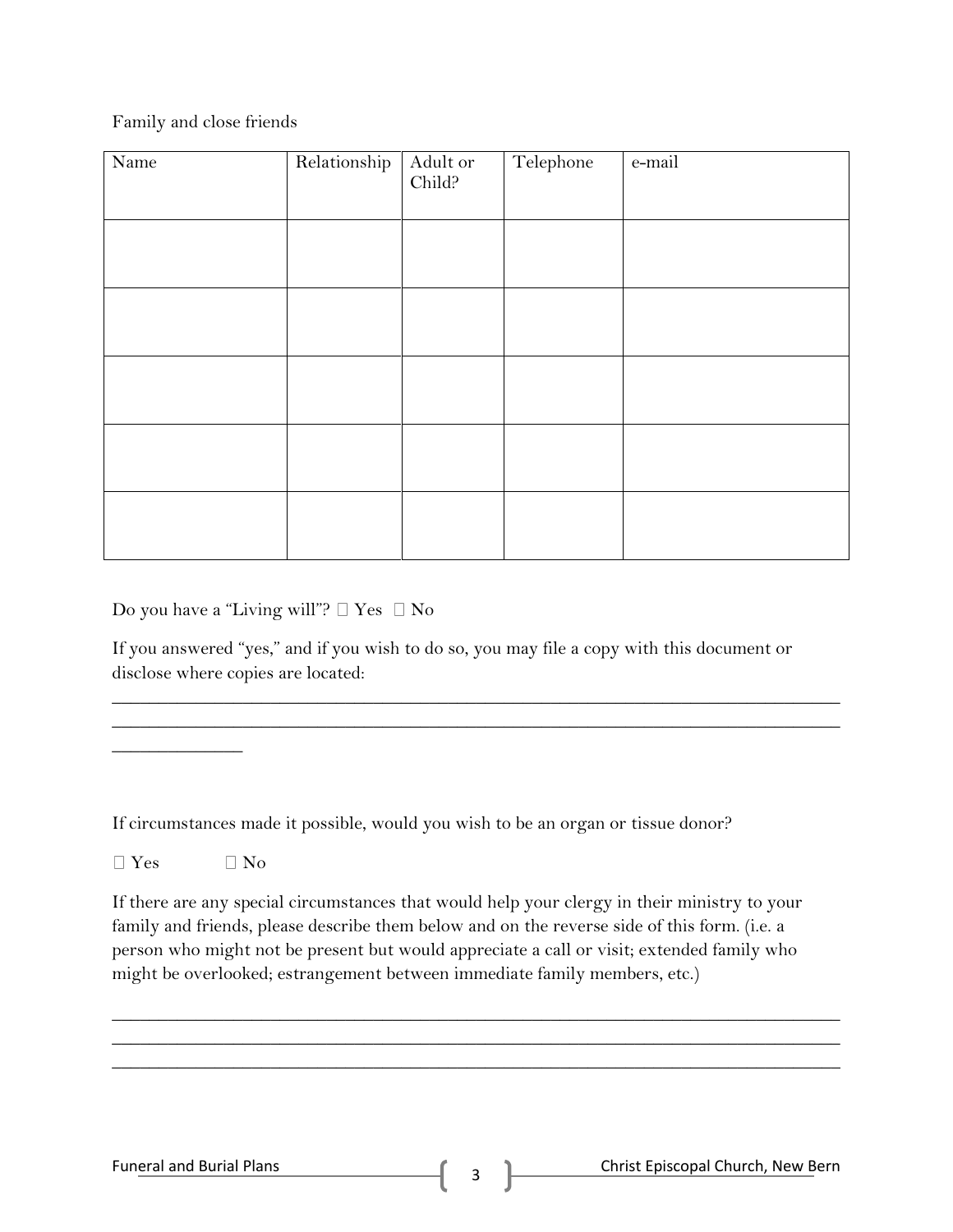Family and close friends

| Name | Relationship | Adult or Child? | Telephone | e-mail |
|---|---|---|---|---|
| | | | | |
| | | | | |
| | | | | |
| | | | | |
| | | | | |

Do you have a "Living will"? ☐ Yes ☐ No

If you answered "yes," and if you wish to do so, you may file a copy with this document or disclose where copies are located:

______________________________________________________________________________
______________________________________________________________________________
______________

If circumstances made it possible, would you wish to be an organ or tissue donor?

☐ Yes ☐ No

If there are any special circumstances that would help your clergy in their ministry to your family and friends, please describe them below and on the reverse side of this form. (i.e. a person who might not be present but would appreciate a call or visit; extended family who might be overlooked; estrangement between immediate family members, etc.)

______________________________________________________________________________
______________________________________________________________________________
______________________________________________________________________________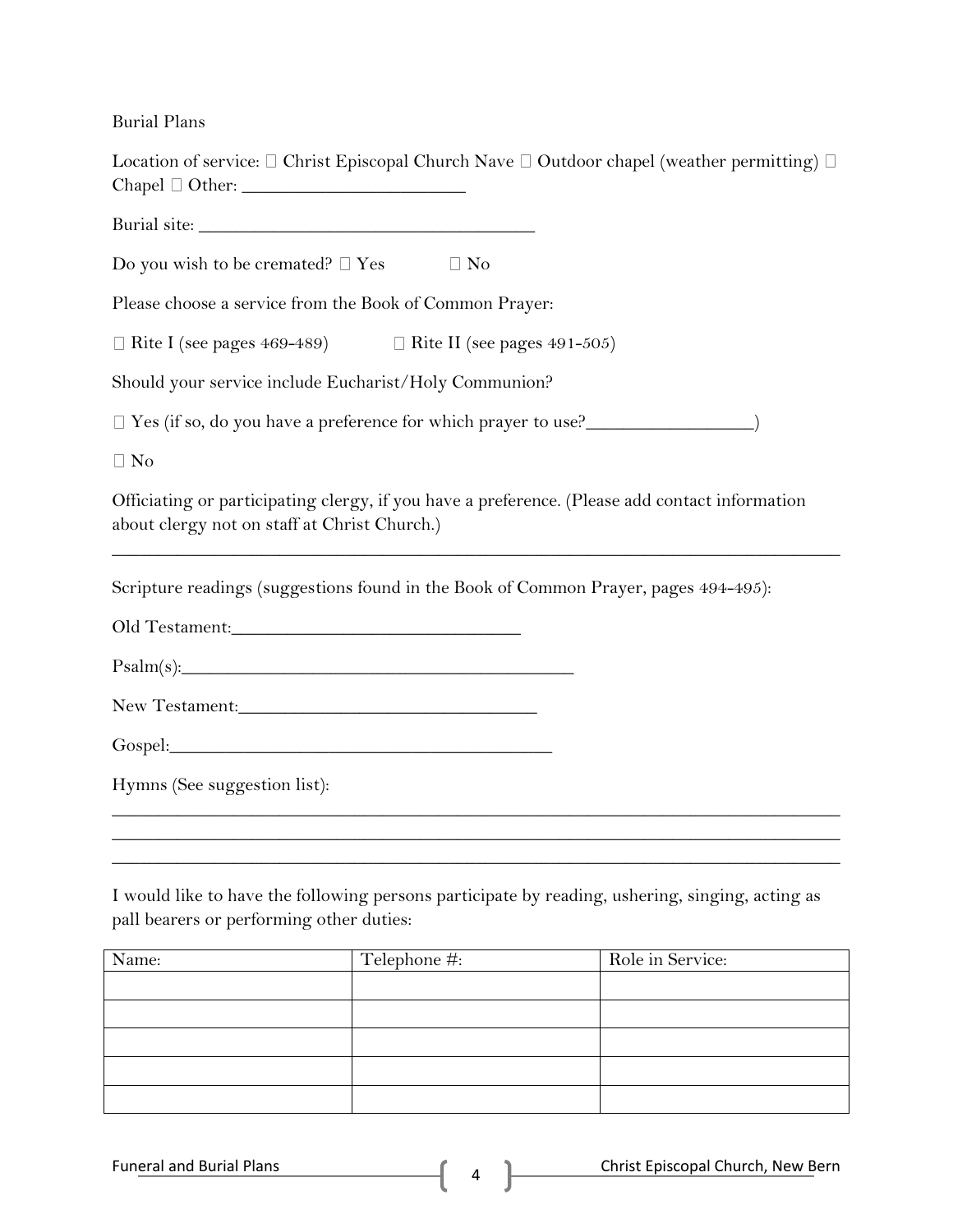Burial Plans

Location of service: ☐ Christ Episcopal Church Nave ☐ Outdoor chapel (weather permitting) ☐ Chapel ☐ Other: ______________________

Burial site: ________________________________

Do you wish to be cremated? ☐ Yes ☐ No

Please choose a service from the Book of Common Prayer:

☐ Rite I (see pages 469-489) ☐ Rite II (see pages 491-505)

Should your service include Eucharist/Holy Communion?

☐ Yes (if so, do you have a preference for which prayer to use?________________)

☐ No

Officiating or participating clergy, if you have a preference. (Please add contact information about clergy not on staff at Christ Church.)

______________________________________________________________________

Scripture readings (suggestions found in the Book of Common Prayer, pages 494-495):

Old Testament:____________________________

Psalm(s):____________________________________

New Testament:____________________________

Gospel:____________________________________

Hymns (See suggestion list):

______________________________________________________________________
______________________________________________________________________
______________________________________________________________________

I would like to have the following persons participate by reading, ushering, singing, acting as pall bearers or performing other duties:

| Name: | Telephone #: | Role in Service: |
|---|---|---|
| | | |
| | | |
| | | |
| | | |
| | | |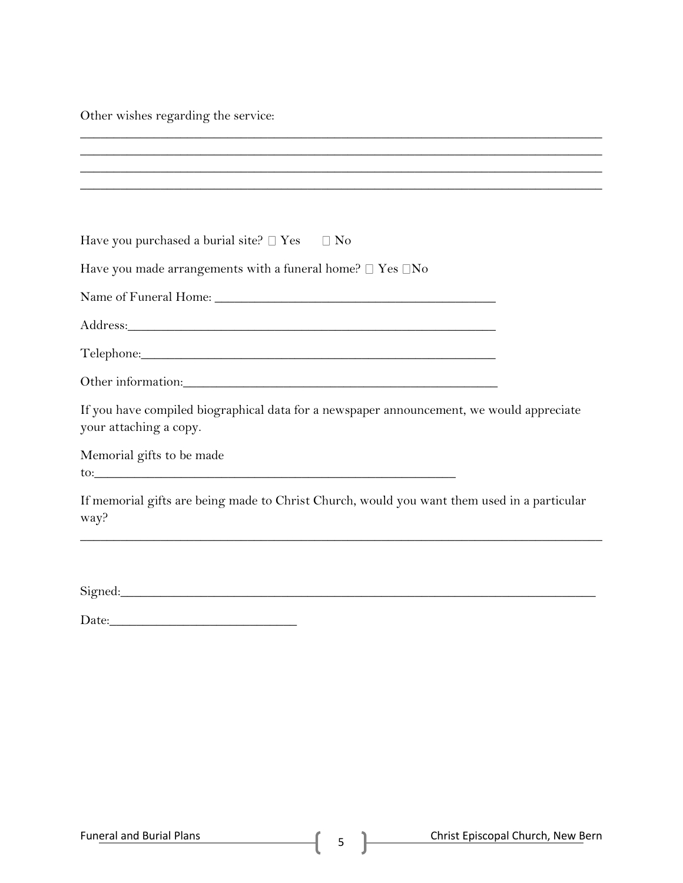Other wishes regarding the service:

\_\_\_\_\_\_\_\_\_\_\_\_\_\_\_\_\_\_\_\_\_\_\_\_\_\_\_\_\_\_\_\_\_\_\_\_\_\_\_\_\_\_\_\_\_\_\_\_\_\_\_\_\_\_\_\_\_\_\_\_\_\_\_\_\_\_\_\_\_\_\_\_\_\_\_\_\_\_
\_\_\_\_\_\_\_\_\_\_\_\_\_\_\_\_\_\_\_\_\_\_\_\_\_\_\_\_\_\_\_\_\_\_\_\_\_\_\_\_\_\_\_\_\_\_\_\_\_\_\_\_\_\_\_\_\_\_\_\_\_\_\_\_\_\_\_\_\_\_\_\_\_\_\_\_\_\_
\_\_\_\_\_\_\_\_\_\_\_\_\_\_\_\_\_\_\_\_\_\_\_\_\_\_\_\_\_\_\_\_\_\_\_\_\_\_\_\_\_\_\_\_\_\_\_\_\_\_\_\_\_\_\_\_\_\_\_\_\_\_\_\_\_\_\_\_\_\_\_\_\_\_\_\_\_\_
\_\_\_\_\_\_\_\_\_\_\_\_\_\_\_\_\_\_\_\_\_\_\_\_\_\_\_\_\_\_\_\_\_\_\_\_\_\_\_\_\_\_\_\_\_\_\_\_\_\_\_\_\_\_\_\_\_\_\_\_\_\_\_\_\_\_\_\_\_\_\_\_\_\_\_\_\_\_

Have you purchased a burial site? ☐ Yes ☐ No

Have you made arrangements with a funeral home? ☐ Yes ☐No

Name of Funeral Home: \_\_\_\_\_\_\_\_\_\_\_\_\_\_\_\_\_\_\_\_\_\_\_\_\_\_\_\_\_\_\_\_\_\_\_\_\_\_\_\_

Address:\_\_\_\_\_\_\_\_\_\_\_\_\_\_\_\_\_\_\_\_\_\_\_\_\_\_\_\_\_\_\_\_\_\_\_\_\_\_\_\_\_\_\_\_\_\_\_\_\_\_\_\_

Telephone:\_\_\_\_\_\_\_\_\_\_\_\_\_\_\_\_\_\_\_\_\_\_\_\_\_\_\_\_\_\_\_\_\_\_\_\_\_\_\_\_\_\_\_\_\_\_\_\_\_\_

Other information:\_\_\_\_\_\_\_\_\_\_\_\_\_\_\_\_\_\_\_\_\_\_\_\_\_\_\_\_\_\_\_\_\_\_\_\_\_\_\_\_\_\_\_\_\_

If you have compiled biographical data for a newspaper announcement, we would appreciate your attaching a copy.

Memorial gifts to be made to:\_\_\_\_\_\_\_\_\_\_\_\_\_\_\_\_\_\_\_\_\_\_\_\_\_\_\_\_\_\_\_\_\_\_\_\_\_\_\_\_\_\_\_\_\_\_\_\_\_\_\_\_\_

If memorial gifts are being made to Christ Church, would you want them used in a particular way?

\_\_\_\_\_\_\_\_\_\_\_\_\_\_\_\_\_\_\_\_\_\_\_\_\_\_\_\_\_\_\_\_\_\_\_\_\_\_\_\_\_\_\_\_\_\_\_\_\_\_\_\_\_\_\_\_\_\_\_\_\_\_\_\_\_\_\_\_\_\_\_\_\_\_\_\_\_\_

Signed:\_\_\_\_\_\_\_\_\_\_\_\_\_\_\_\_\_\_\_\_\_\_\_\_\_\_\_\_\_\_\_\_\_\_\_\_\_\_\_\_\_\_\_\_\_\_\_\_\_\_\_\_\_\_\_\_\_\_\_\_\_\_\_\_\_\_\_\_\_

Date:\_\_\_\_\_\_\_\_\_\_\_\_\_\_\_\_\_\_\_\_\_\_\_\_\_\_\_\_